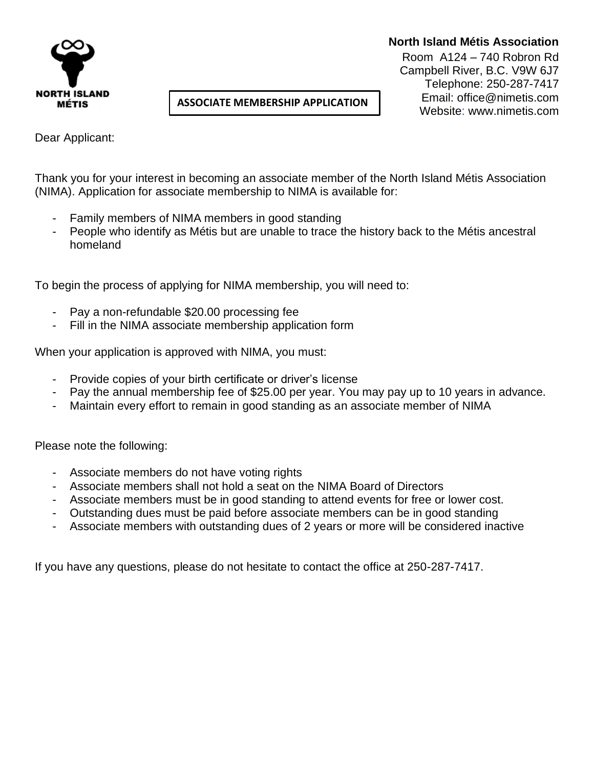**North Island Métis Association**
Room A124 – 740 Robron Rd
Campbell River, B.C. V9W 6J7
Telephone: 250-287-7417
Email: office@nimetis.com
Website: www.nimetis.com

NORTH ISLAND MÉTIS

# ASSOCIATE MEMBERSHIP APPLICATION

Dear Applicant:

Thank you for your interest in becoming an associate member of the North Island Métis Association (NIMA). Application for associate membership to NIMA is available for:

- Family members of NIMA members in good standing
- People who identify as Métis but are unable to trace the history back to the Métis ancestral homeland

To begin the process of applying for NIMA membership, you will need to:

- Pay a non-refundable $20.00 processing fee
- Fill in the NIMA associate membership application form

When your application is approved with NIMA, you must:

- Provide copies of your birth certificate or driver's license
- Pay the annual membership fee of $25.00 per year. You may pay up to 10 years in advance.
- Maintain every effort to remain in good standing as an associate member of NIMA

Please note the following:

- Associate members do not have voting rights
- Associate members shall not hold a seat on the NIMA Board of Directors
- Associate members must be in good standing to attend events for free or lower cost.
- Outstanding dues must be paid before associate members can be in good standing
- Associate members with outstanding dues of 2 years or more will be considered inactive

If you have any questions, please do not hesitate to contact the office at 250-287-7417.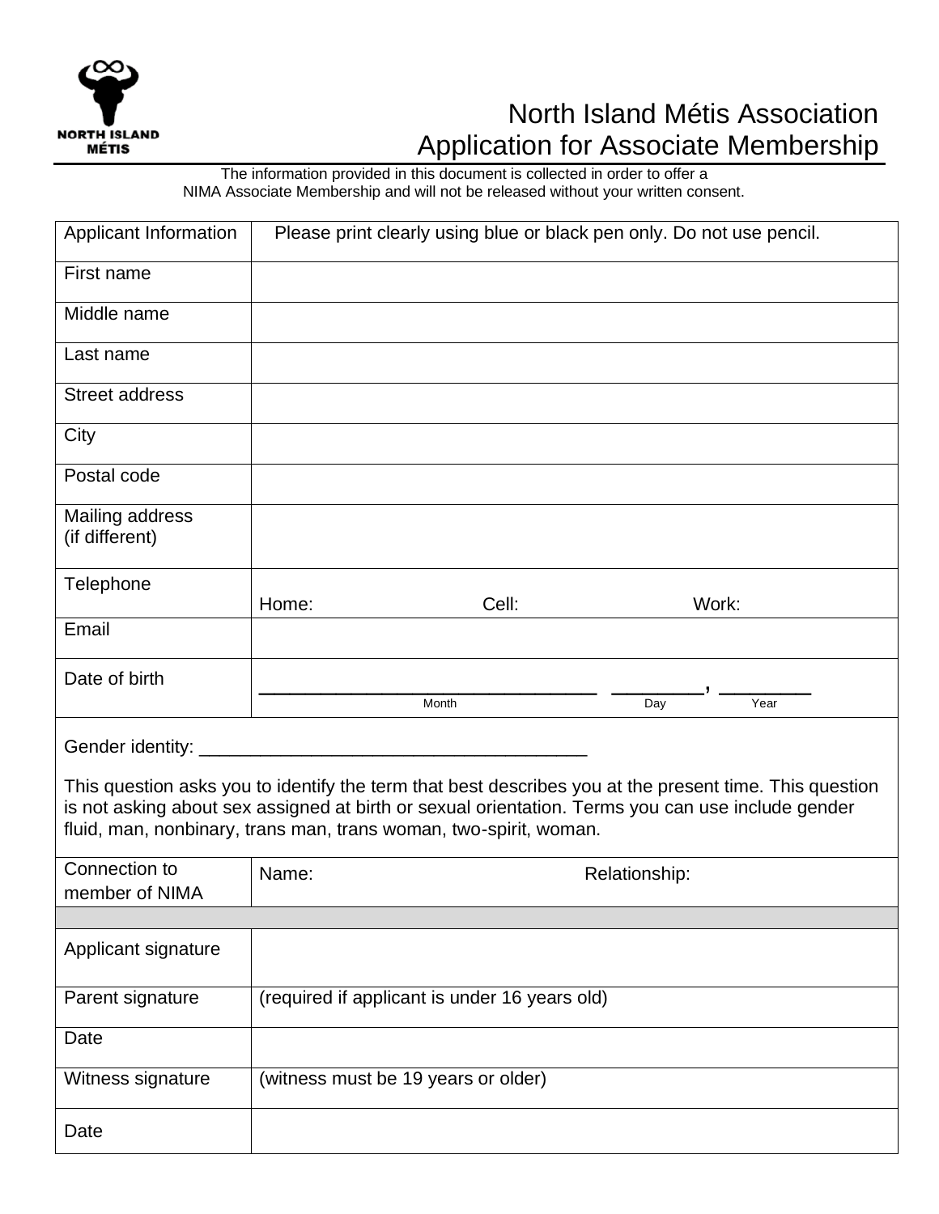NORTH ISLAND MÉTIS

# North Island Métis Association
## Application for Associate Membership

The information provided in this document is collected in order to offer a NIMA Associate Membership and will not be released without your written consent.

| | |
|---|---|
| Applicant Information | Please print clearly using blue or black pen only. Do not use pencil. |
| First name | |
| Middle name | |
| Last name | |
| Street address | |
| City | |
| Postal code | |
| Mailing address (if different) | |
| Telephone | Home: Cell: Work: |
| Email | |
| Date of birth | ______________________________ ________, ________ <br> Month Day Year |
| Gender identity: ______________________________________ <br><br> This question asks you to identify the term that best describes you at the present time. This question is not asking about sex assigned at birth or sexual orientation. Terms you can use include gender fluid, man, nonbinary, trans man, trans woman, two-spirit, woman. | |
| Connection to member of NIMA | Name: Relationship: |
| | |
| Applicant signature | |
| Parent signature | (required if applicant is under 16 years old) |
| Date | |
| Witness signature | (witness must be 19 years or older) |
| Date | |